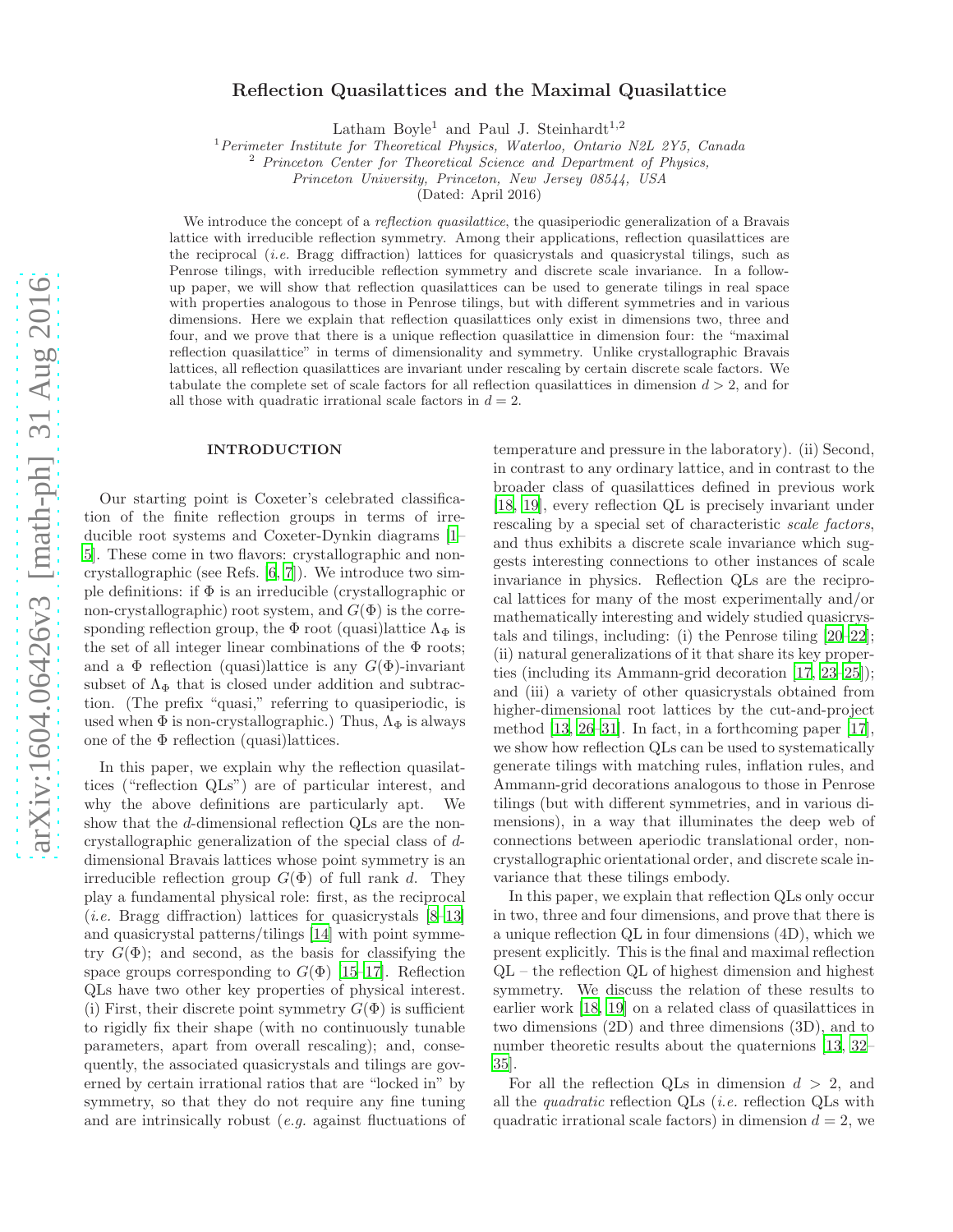# Reflection Quasilattices and the Maximal Quasilattice

Latham Boyle[1] and Paul J. Steinhardt[1,2]

[1] *Perimeter Institute for Theoretical Physics, Waterloo, Ontario N2L 2Y5, Canada*
[2] *Princeton Center for Theoretical Science and Department of Physics, Princeton University, Princeton, New Jersey 08544, USA*

(Dated: April 2016)

We introduce the concept of a *reflection quasilattice*, the quasiperiodic generalization of a Bravais lattice with irreducible reflection symmetry. Among their applications, reflection quasilattices are the reciprocal (*i.e.* Bragg diffraction) lattices for quasicrystals and quasicrystal tilings, such as Penrose tilings, with irreducible reflection symmetry and discrete scale invariance. In a follow-up paper, we will show that reflection quasilattices can be used to generate tilings in real space with properties analogous to those in Penrose tilings, but with different symmetries and in various dimensions. Here we explain that reflection quasilattices only exist in dimensions two, three and four, and we prove that there is a unique reflection quasilattice in dimension four: the "maximal reflection quasilattice" in terms of dimensionality and symmetry. Unlike crystallographic Bravais lattices, all reflection quasilattices are invariant under rescaling by certain discrete scale factors. We tabulate the complete set of scale factors for all reflection quasilattices in dimension $d > 2$, and for all those with quadratic irrational scale factors in $d = 2$.

## INTRODUCTION

Our starting point is Coxeter's celebrated classification of the finite reflection groups in terms of irreducible root systems and Coxeter-Dynkin diagrams [1–5]. These come in two flavors: crystallographic and non-crystallographic (see Refs. [6, 7]). We introduce two simple definitions: if $\Phi$ is an irreducible (crystallographic or non-crystallographic) root system, and $G(\Phi)$ is the corresponding reflection group, the $\Phi$ root (quasi)lattice $\Lambda_\Phi$ is the set of all integer linear combinations of the $\Phi$ roots; and a $\Phi$ reflection (quasi)lattice is any $G(\Phi)$-invariant subset of $\Lambda_\Phi$ that is closed under addition and subtraction. (The prefix "quasi," referring to quasiperiodic, is used when $\Phi$ is non-crystallographic.) Thus, $\Lambda_\Phi$ is always one of the $\Phi$ reflection (quasi)lattices.

In this paper, we explain why the reflection quasilattices ("reflection QLs") are of particular interest, and why the above definitions are particularly apt. We show that the $d$-dimensional reflection QLs are the non-crystallographic generalization of the special class of $d$-dimensional Bravais lattices whose point symmetry is an irreducible reflection group $G(\Phi)$ of full rank $d$. They play a fundamental physical role: first, as the reciprocal (*i.e.* Bragg diffraction) lattices for quasicrystals [8–13] and quasicrystal patterns/tilings [14] with point symmetry $G(\Phi)$; and second, as the basis for classifying the space groups corresponding to $G(\Phi)$ [15–17]. Reflection QLs have two other key properties of physical interest. (i) First, their discrete point symmetry $G(\Phi)$ is sufficient to rigidly fix their shape (with no continuously tunable parameters, apart from overall rescaling); and, consequently, the associated quasicrystals and tilings are governed by certain irrational ratios that are "locked in" by symmetry, so that they do not require any fine tuning and are intrinsically robust (*e.g.* against fluctuations of temperature and pressure in the laboratory). (ii) Second, in contrast to any ordinary lattice, and in contrast to the broader class of quasilattices defined in previous work [18, 19], every reflection QL is precisely invariant under rescaling by a special set of characteristic *scale factors*, and thus exhibits a discrete scale invariance which suggests interesting connections to other instances of scale invariance in physics. Reflection QLs are the reciprocal lattices for many of the most experimentally and/or mathematically interesting and widely studied quasicrystals and tilings, including: (i) the Penrose tiling [20–22]; (ii) natural generalizations of it that share its key properties (including its Ammann-grid decoration [17, 23–25]); and (iii) a variety of other quasicrystals obtained from higher-dimensional root lattices by the cut-and-project method [13, 26–31]. In fact, in a forthcoming paper [17], we show how reflection QLs can be used to systematically generate tilings with matching rules, inflation rules, and Ammann-grid decorations analogous to those in Penrose tilings (but with different symmetries, and in various dimensions), in a way that illuminates the deep web of connections between aperiodic translational order, non-crystallographic orientational order, and discrete scale invariance that these tilings embody.

In this paper, we explain that reflection QLs only occur in two, three and four dimensions, and prove that there is a unique reflection QL in four dimensions (4D), which we present explicitly. This is the final and maximal reflection QL – the reflection QL of highest dimension and highest symmetry. We discuss the relation of these results to earlier work [18, 19] on a related class of quasilattices in two dimensions (2D) and three dimensions (3D), and to number theoretic results about the quaternions [13, 32–35].

For all the reflection QLs in dimension $d > 2$, and all the *quadratic* reflection QLs (*i.e.* reflection QLs with quadratic irrational scale factors) in dimension $d = 2$, we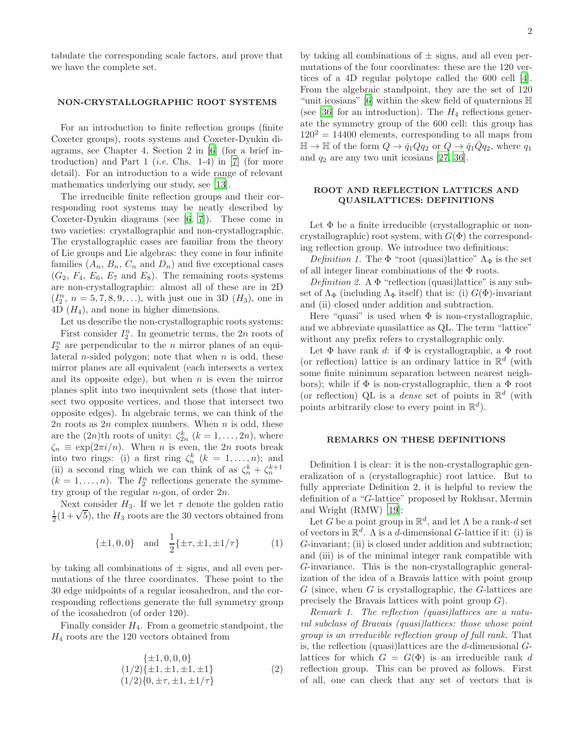tabulate the corresponding scale factors, and prove that we have the complete set.

## NON-CRYSTALLOGRAPHIC ROOT SYSTEMS

For an introduction to finite reflection groups (finite Coxeter groups), roots systems and Coxeter-Dynkin diagrams, see Chapter 4, Section 2 in [6] (for a brief introduction) and Part 1 (*i.e.* Chs. 1-4) in [7] (for more detail). For an introduction to a wide range of relevant mathematics underlying our study, see [13].

The irreducible finite reflection groups and their corresponding root systems may be neatly described by Coxeter-Dynkin diagrams (see [6, 7]). These come in two varieties: crystallographic and non-crystallographic. The crystallographic cases are familiar from the theory of Lie groups and Lie algebras: they come in four infinite families ($A_n$, $B_n$, $C_n$ and $D_n$) and five exceptional cases ($G_2$, $F_4$, $E_6$, $E_7$ and $E_8$). The remaining roots systems are non-crystallographic: almost all of these are in 2D ($I_2^n$, $n = 5, 7, 8, 9, \ldots$), with just one in 3D ($H_3$), one in 4D ($H_4$), and none in higher dimensions.

Let us describe the non-crystallographic roots systems:

First consider $I_2^n$. In geometric terms, the $2n$ roots of $I_2^n$ are perpendicular to the $n$ mirror planes of an equilateral $n$-sided polygon; note that when $n$ is odd, these mirror planes are all equivalent (each intersects a vertex and its opposite edge), but when $n$ is even the mirror planes split into two inequivalent sets (those that intersect two opposite vertices, and those that intersect two opposite edges). In algebraic terms, we can think of the $2n$ roots as $2n$ complex numbers. When $n$ is odd, these are the $(2n)$th roots of unity: $\zeta_{2n}^k$ ($k = 1, \ldots, 2n$), where $\zeta_n \equiv \exp(2\pi i/n)$. When $n$ is even, the $2n$ roots break into two rings: (i) a first ring $\zeta_n^k$ ($k = 1, \ldots, n$); and (ii) a second ring which we can think of as $\zeta_n^k + \zeta_n^{k+1}$ ($k = 1, \ldots, n$). The $I_2^n$ reflections generate the symmetry group of the regular $n$-gon, of order $2n$.

Next consider $H_3$. If we let $\tau$ denote the golden ratio $\frac{1}{2}(1+\sqrt{5})$, the $H_3$ roots are the 30 vectors obtained from

$$\{\pm 1, 0, 0\} \quad \text{and} \quad \frac{1}{2}\{\pm\tau, \pm 1, \pm 1/\tau\} \tag{1}$$

by taking all combinations of $\pm$ signs, and all even permutations of the three coordinates. These point to the 30 edge midpoints of a regular icosahedron, and the corresponding reflections generate the full symmetry group of the icosahedron (of order 120).

Finally consider $H_4$. From a geometric standpoint, the $H_4$ roots are the 120 vectors obtained from

$$\begin{array}{c} \{\pm 1, 0, 0, 0\} \\ (1/2)\{\pm 1, \pm 1, \pm 1, \pm 1\} \\ (1/2)\{0, \pm\tau, \pm 1, \pm 1/\tau\} \end{array} \tag{2}$$

by taking all combinations of $\pm$ signs, and all even permutations of the four coordinates: these are the 120 vertices of a 4D regular polytope called the 600 cell [4]. From the algebraic standpoint, they are the set of 120 "unit icosians" [6] within the skew field of quaternions $\mathbb{H}$ (see [36] for an introduction). The $H_4$ reflections generate the symmetry group of the 600 cell: this group has $120^2 = 14400$ elements, corresponding to all maps from $\mathbb{H} \to \mathbb{H}$ of the form $Q \to \bar{q}_1 Q q_2$ or $Q \to \bar{q}_1 \bar{Q} q_2$, where $q_1$ and $q_2$ are any two unit icosians [27, 36].

## ROOT AND REFLECTION LATTICES AND QUASILATTICES: DEFINITIONS

Let $\Phi$ be a finite irreducible (crystallographic or non-crystallographic) root system, with $G(\Phi)$ the corresponding reflection group. We introduce two definitions:

*Definition 1.* The $\Phi$ "root (quasi)lattice" $\Lambda_\Phi$ is the set of all integer linear combinations of the $\Phi$ roots.

*Definition 2.* A $\Phi$ "reflection (quasi)lattice" is any subset of $\Lambda_\Phi$ (including $\Lambda_\Phi$ itself) that is: (i) $G(\Phi)$-invariant and (ii) closed under addition and subtraction.

Here "quasi" is used when $\Phi$ is non-crystallographic, and we abbreviate quasilattice as QL. The term "lattice" without any prefix refers to crystallographic only.

Let $\Phi$ have rank $d$: if $\Phi$ is crystallographic, a $\Phi$ root (or reflection) lattice is an ordinary lattice in $\mathbb{R}^d$ (with some finite minimum separation between nearest neighbors); while if $\Phi$ is non-crystallographic, then a $\Phi$ root (or reflection) QL is a *dense* set of points in $\mathbb{R}^d$ (with points arbitrarily close to every point in $\mathbb{R}^d$).

## REMARKS ON THESE DEFINITIONS

Definition 1 is clear: it is the non-crystallographic generalization of a (crystallographic) root lattice. But to fully appreciate Definition 2, it is helpful to review the definition of a "$G$-lattice" proposed by Rokhsar, Mermin and Wright (RMW) [19]:

Let $G$ be a point group in $\mathbb{R}^d$, and let $\Lambda$ be a rank-$d$ set of vectors in $\mathbb{R}^d$. $\Lambda$ is a $d$-dimensional $G$-lattice if it: (i) is $G$-invariant; (ii) is closed under addition and subtraction; and (iii) is of the minimal integer rank compatible with $G$-invariance. This is the non-crystallographic generalization of the idea of a Bravais lattice with point group $G$ (since, when $G$ is crystallographic, the $G$-lattices are precisely the Bravais lattices with point group $G$).

*Remark 1. The reflection (quasi)lattices are a natural subclass of Bravais (quasi)lattices: those whose point group is an irreducible reflection group of full rank.* That is, the reflection (quasi)lattices are the $d$-dimensional $G$-lattices for which $G = G(\Phi)$ is an irreducible rank $d$ reflection group. This can be proved as follows. First of all, one can check that any set of vectors that is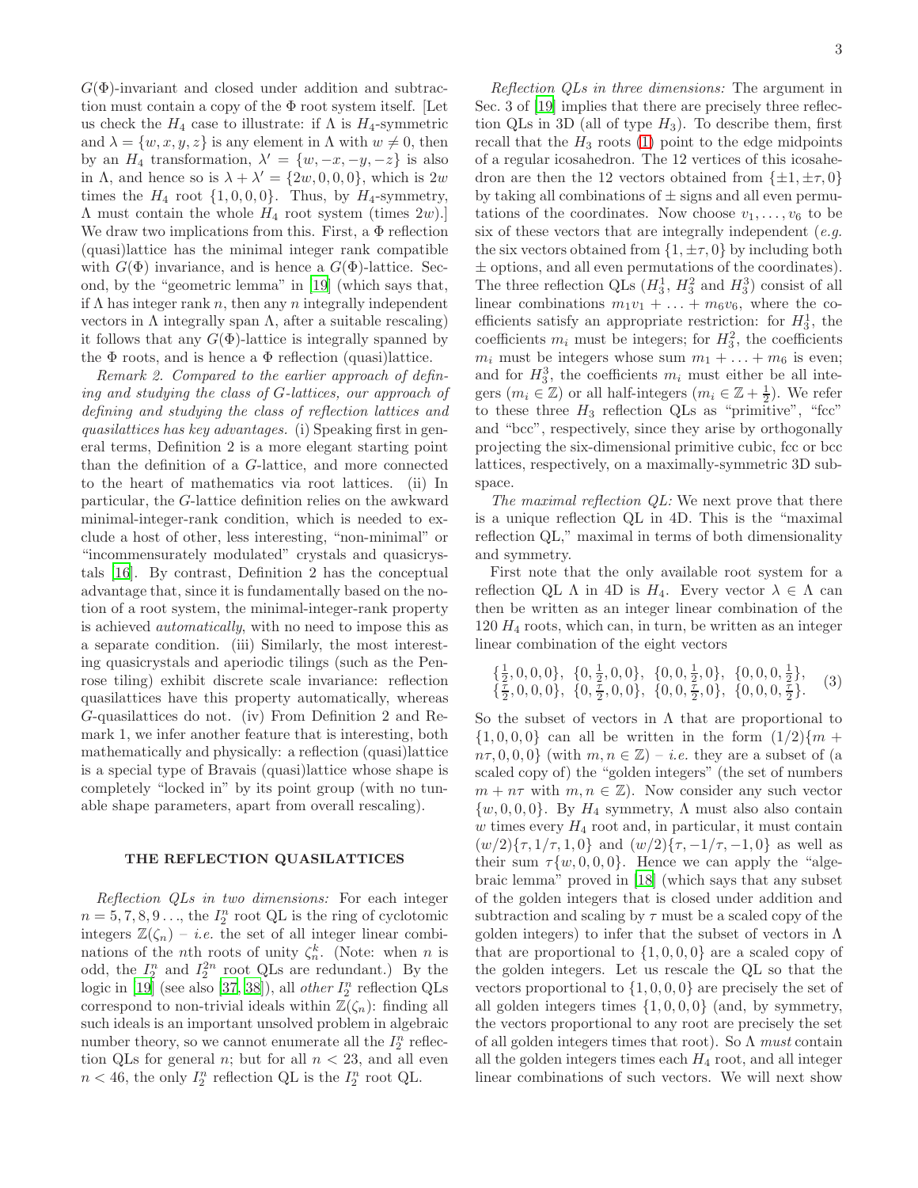$G(\Phi)$-invariant and closed under addition and subtraction must contain a copy of the $\Phi$ root system itself. [Let us check the $H_4$ case to illustrate: if $\Lambda$ is $H_4$-symmetric and $\lambda = \{w, x, y, z\}$ is any element in $\Lambda$ with $w \neq 0$, then by an $H_4$ transformation, $\lambda' = \{w, -x, -y, -z\}$ is also in $\Lambda$, and hence so is $\lambda + \lambda' = \{2w, 0, 0, 0\}$, which is $2w$ times the $H_4$ root $\{1, 0, 0, 0\}$. Thus, by $H_4$-symmetry, $\Lambda$ must contain the whole $H_4$ root system (times $2w$).] We draw two implications from this. First, a $\Phi$ reflection (quasi)lattice has the minimal integer rank compatible with $G(\Phi)$ invariance, and is hence a $G(\Phi)$-lattice. Second, by the "geometric lemma" in [19] (which says that, if $\Lambda$ has integer rank $n$, then any $n$ integrally independent vectors in $\Lambda$ integrally span $\Lambda$, after a suitable rescaling) it follows that any $G(\Phi)$-lattice is integrally spanned by the $\Phi$ roots, and is hence a $\Phi$ reflection (quasi)lattice.

*Remark 2. Compared to the earlier approach of defining and studying the class of G-lattices, our approach of defining and studying the class of reflection lattices and quasilattices has key advantages.* (i) Speaking first in general terms, Definition 2 is a more elegant starting point than the definition of a $G$-lattice, and more connected to the heart of mathematics via root lattices. (ii) In particular, the $G$-lattice definition relies on the awkward minimal-integer-rank condition, which is needed to exclude a host of other, less interesting, "non-minimal" or "incommensurately modulated" crystals and quasicrystals [16]. By contrast, Definition 2 has the conceptual advantage that, since it is fundamentally based on the notion of a root system, the minimal-integer-rank property is achieved *automatically*, with no need to impose this as a separate condition. (iii) Similarly, the most interesting quasicrystals and aperiodic tilings (such as the Penrose tiling) exhibit discrete scale invariance: reflection quasilattices have this property automatically, whereas $G$-quasilattices do not. (iv) From Definition 2 and Remark 1, we infer another feature that is interesting, both mathematically and physically: a reflection (quasi)lattice is a special type of Bravais (quasi)lattice whose shape is completely "locked in" by its point group (with no tunable shape parameters, apart from overall rescaling).

## THE REFLECTION QUASILATTICES

*Reflection QLs in two dimensions:* For each integer $n = 5, 7, 8, 9\ldots$, the $I_2^n$ root QL is the ring of cyclotomic integers $\mathbb{Z}(\zeta_n)$ – *i.e.* the set of all integer linear combinations of the $n$th roots of unity $\zeta_n^k$. (Note: when $n$ is odd, the $I_2^n$ and $I_2^{2n}$ root QLs are redundant.) By the logic in [19] (see also [37, 38]), all *other* $I_2^n$ reflection QLs correspond to non-trivial ideals within $\mathbb{Z}(\zeta_n)$: finding all such ideals is an important unsolved problem in algebraic number theory, so we cannot enumerate all the $I_2^n$ reflection QLs for general $n$; but for all $n < 23$, and all even $n < 46$, the only $I_2^n$ reflection QL is the $I_2^n$ root QL.

*Reflection QLs in three dimensions:* The argument in Sec. 3 of [19] implies that there are precisely three reflection QLs in 3D (all of type $H_3$). To describe them, first recall that the $H_3$ roots (1) point to the edge midpoints of a regular icosahedron. The 12 vertices of this icosahedron are then the 12 vectors obtained from $\{\pm1, \pm\tau, 0\}$ by taking all combinations of $\pm$ signs and all even permutations of the coordinates. Now choose $v_1, \ldots, v_6$ to be six of these vectors that are integrally independent (*e.g.* the six vectors obtained from $\{1, \pm\tau, 0\}$ by including both $\pm$ options, and all even permutations of the coordinates). The three reflection QLs ($H_3^1$, $H_3^2$ and $H_3^3$) consist of all linear combinations $m_1 v_1 + \ldots + m_6 v_6$, where the coefficients satisfy an appropriate restriction: for $H_3^1$, the coefficients $m_i$ must be integers; for $H_3^2$, the coefficients $m_i$ must be integers whose sum $m_1 + \ldots + m_6$ is even; and for $H_3^3$, the coefficients $m_i$ must either be all integers ($m_i \in \mathbb{Z}$) or all half-integers ($m_i \in \mathbb{Z} + \frac{1}{2}$). We refer to these three $H_3$ reflection QLs as "primitive", "fcc" and "bcc", respectively, since they arise by orthogonally projecting the six-dimensional primitive cubic, fcc or bcc lattices, respectively, on a maximally-symmetric 3D subspace.

*The maximal reflection QL:* We next prove that there is a unique reflection QL in 4D. This is the "maximal reflection QL," maximal in terms of both dimensionality and symmetry.

First note that the only available root system for a reflection QL $\Lambda$ in 4D is $H_4$. Every vector $\lambda \in \Lambda$ can then be written as an integer linear combination of the 120 $H_4$ roots, which can, in turn, be written as an integer linear combination of the eight vectors

$$\begin{array}{llll} \{\frac{1}{2},0,0,0\}, & \{0,\frac{1}{2},0,0\}, & \{0,0,\frac{1}{2},0\}, & \{0,0,0,\frac{1}{2}\}, \\ \{\frac{\tau}{2},0,0,0\}, & \{0,\frac{\tau}{2},0,0\}, & \{0,0,\frac{\tau}{2},0\}, & \{0,0,0,\frac{\tau}{2}\}. \end{array} \quad (3)$$

So the subset of vectors in $\Lambda$ that are proportional to $\{1, 0, 0, 0\}$ can all be written in the form $(1/2)\{m + n\tau, 0, 0, 0\}$ (with $m, n \in \mathbb{Z}$) – *i.e.* they are a subset of (a scaled copy of) the "golden integers" (the set of numbers $m + n\tau$ with $m, n \in \mathbb{Z}$). Now consider any such vector $\{w, 0, 0, 0\}$. By $H_4$ symmetry, $\Lambda$ must also also contain $w$ times every $H_4$ root and, in particular, it must contain $(w/2)\{\tau, 1/\tau, 1, 0\}$ and $(w/2)\{\tau, -1/\tau, -1, 0\}$ as well as their sum $\tau\{w, 0, 0, 0\}$. Hence we can apply the "algebraic lemma" proved in [18] (which says that any subset of the golden integers that is closed under addition and subtraction and scaling by $\tau$ must be a scaled copy of the golden integers) to infer that the subset of vectors in $\Lambda$ that are proportional to $\{1, 0, 0, 0\}$ are a scaled copy of the golden integers. Let us rescale the QL so that the vectors proportional to $\{1, 0, 0, 0\}$ are precisely the set of all golden integers times $\{1, 0, 0, 0\}$ (and, by symmetry, the vectors proportional to any root are precisely the set of all golden integers times that root). So $\Lambda$ *must* contain all the golden integers times each $H_4$ root, and all integer linear combinations of such vectors. We will next show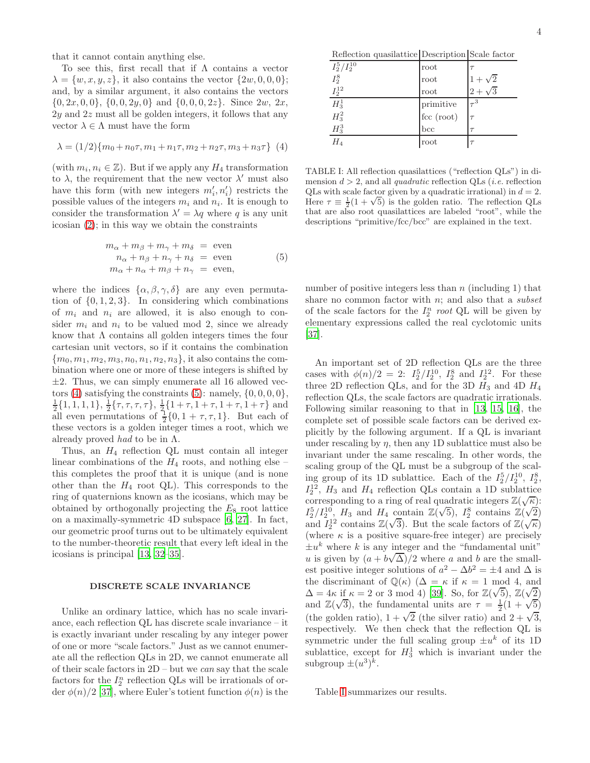that it cannot contain anything else.

To see this, first recall that if $\Lambda$ contains a vector $\lambda = \{w, x, y, z\}$, it also contains the vector $\{2w, 0, 0, 0\}$; and, by a similar argument, it also contains the vectors $\{0, 2x, 0, 0\}$, $\{0, 0, 2y, 0\}$ and $\{0, 0, 0, 2z\}$. Since $2w$, $2x$, $2y$ and $2z$ must all be golden integers, it follows that any vector $\lambda \in \Lambda$ must have the form

$$\lambda = (1/2)\{m_0 + n_0\tau, m_1 + n_1\tau, m_2 + n_2\tau, m_3 + n_3\tau\} \quad (4)$$

(with $m_i, n_i \in \mathbb{Z}$). But if we apply any $H_4$ transformation to $\lambda$, the requirement that the new vector $\lambda'$ must also have this form (with new integers $m_i', n_i'$) restricts the possible values of the integers $m_i$ and $n_i$. It is enough to consider the transformation $\lambda' = \lambda q$ where $q$ is any unit icosian (2); in this way we obtain the constraints

$$\begin{aligned} m_\alpha + m_\beta + m_\gamma + m_\delta &= \text{even} \\ n_\alpha + n_\beta + n_\gamma + n_\delta &= \text{even} \\ m_\alpha + n_\alpha + m_\beta + n_\gamma &= \text{even}, \end{aligned} \quad (5)$$

where the indices $\{\alpha, \beta, \gamma, \delta\}$ are any even permutation of $\{0, 1, 2, 3\}$. In considering which combinations of $m_i$ and $n_i$ are allowed, it is also enough to consider $m_i$ and $n_i$ to be valued mod 2, since we already know that $\Lambda$ contains all golden integers times the four cartesian unit vectors, so if it contains the combination $\{m_0, m_1, m_2, m_3, n_0, n_1, n_2, n_3\}$, it also contains the combination where one or more of these integers is shifted by $\pm 2$. Thus, we can simply enumerate all 16 allowed vectors (4) satisfying the constraints (5): namely, $\{0, 0, 0, 0\}$, $\frac{1}{2}\{1, 1, 1, 1\}$, $\frac{1}{2}\{\tau, \tau, \tau, \tau\}$, $\frac{1}{2}\{1+\tau, 1+\tau, 1+\tau, 1+\tau\}$ and all even permutations of $\frac{1}{2}\{0, 1+\tau, \tau, 1\}$. But each of these vectors is a golden integer times a root, which we already proved *had* to be in $\Lambda$.

Thus, an $H_4$ reflection QL must contain all integer linear combinations of the $H_4$ roots, and nothing else – this completes the proof that it is unique (and is none other than the $H_4$ root QL). This corresponds to the ring of quaternions known as the icosians, which may be obtained by orthogonally projecting the $E_8$ root lattice on a maximally-symmetric 4D subspace [6, 27]. In fact, our geometric proof turns out to be ultimately equivalent to the number-theoretic result that every left ideal in the icosians is principal [13, 32–35].

## DISCRETE SCALE INVARIANCE

Unlike an ordinary lattice, which has no scale invariance, each reflection QL has discrete scale invariance – it is exactly invariant under rescaling by any integer power of one or more "scale factors." Just as we cannot enumerate all the reflection QLs in 2D, we cannot enumerate all of their scale factors in 2D – but we *can* say that the scale factors for the $I_2^n$ reflection QLs will be irrationals of order $\phi(n)/2$ [37], where Euler's totient function $\phi(n)$ is the number of positive integers less than $n$ (including 1) that share no common factor with $n$; and also that a *subset* of the scale factors for the $I_2^n$ *root* QL will be given by elementary expressions called the real cyclotomic units [37].

| Reflection quasilattice | Description | Scale factor |
|---|---|---|
| $I_2^5/I_2^{10}$ | root | $\tau$ |
| $I_2^8$ | root | $1+\sqrt{2}$ |
| $I_2^{12}$ | root | $2+\sqrt{3}$ |
| $H_3^1$ | primitive | $\tau^3$ |
| $H_3^2$ | fcc (root) | $\tau$ |
| $H_3^3$ | bcc | $\tau$ |
| $H_4$ | root | $\tau$ |

TABLE I: All reflection quasilattices ("reflection QLs") in dimension $d > 2$, and all *quadratic* reflection QLs (*i.e.* reflection QLs with scale factor given by a quadratic irrational) in $d = 2$. Here $\tau \equiv \frac{1}{2}(1+\sqrt{5})$ is the golden ratio. The reflection QLs that are also root quasilattices are labeled "root", while the descriptions "primitive/fcc/bcc" are explained in the text.

An important set of 2D reflection QLs are the three cases with $\phi(n)/2 = 2$: $I_2^5/I_2^{10}$, $I_2^8$ and $I_2^{12}$. For these three 2D reflection QLs, and for the 3D $H_3$ and 4D $H_4$ reflection QLs, the scale factors are quadratic irrationals. Following similar reasoning to that in [13, 15, 16], the complete set of possible scale factors can be derived explicitly by the following argument. If a QL is invariant under rescaling by $\eta$, then any 1D sublattice must also be invariant under the same rescaling. In other words, the scaling group of the QL must be a subgroup of the scaling group of its 1D sublattice. Each of the $I_2^5/I_2^{10}$, $I_2^8$, $I_2^{12}$, $H_3$ and $H_4$ reflection QLs contain a 1D sublattice corresponding to a ring of real quadratic integers $\mathbb{Z}(\sqrt{\kappa})$: $I_2^5/I_2^{10}$, $H_3$ and $H_4$ contain $\mathbb{Z}(\sqrt{5})$, $I_2^8$ contains $\mathbb{Z}(\sqrt{2})$ and $I_2^{12}$ contains $\mathbb{Z}(\sqrt{3})$. But the scale factors of $\mathbb{Z}(\sqrt{\kappa})$ (where $\kappa$ is a positive square-free integer) are precisely $\pm u^k$ where $k$ is any integer and the "fundamental unit" $u$ is given by $(a + b\sqrt{\Delta})/2$ where $a$ and $b$ are the smallest positive integer solutions of $a^2 - \Delta b^2 = \pm 4$ and $\Delta$ is the discriminant of $\mathbb{Q}(\kappa)$ ($\Delta = \kappa$ if $\kappa = 1$ mod 4, and $\Delta = 4\kappa$ if $\kappa = 2$ or 3 mod 4) [39]. So, for $\mathbb{Z}(\sqrt{5})$, $\mathbb{Z}(\sqrt{2})$ and $\mathbb{Z}(\sqrt{3})$, the fundamental units are $\tau = \frac{1}{2}(1+\sqrt{5})$ (the golden ratio), $1+\sqrt{2}$ (the silver ratio) and $2+\sqrt{3}$, respectively. We then check that the reflection QL is symmetric under the full scaling group $\pm u^k$ of its 1D sublattice, except for $H_3^1$ which is invariant under the subgroup $\pm(u^3)^k$.

Table I summarizes our results.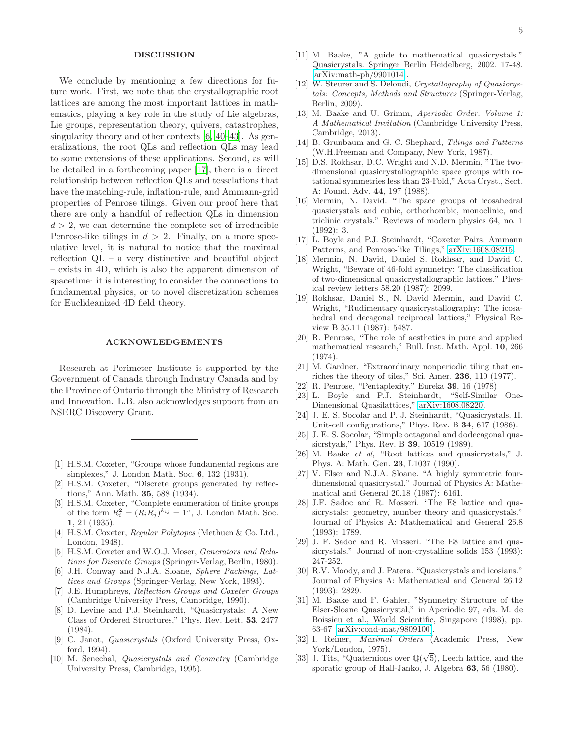## DISCUSSION

We conclude by mentioning a few directions for future work. First, we note that the crystallographic root lattices are among the most important lattices in mathematics, playing a key role in the study of Lie algebras, Lie groups, representation theory, quivers, catastrophes, singularity theory and other contexts [6, 40–43]. As generalizations, the root QLs and reflection QLs may lead to some extensions of these applications. Second, as will be detailed in a forthcoming paper [17], there is a direct relationship between reflection QLs and tesselations that have the matching-rule, inflation-rule, and Ammann-grid properties of Penrose tilings. Given our proof here that there are only a handful of reflection QLs in dimension $d > 2$, we can determine the complete set of irreducible Penrose-like tilings in $d > 2$. Finally, on a more speculative level, it is natural to notice that the maximal reflection QL – a very distinctive and beautiful object – exists in 4D, which is also the apparent dimension of spacetime: it is interesting to consider the connections to fundamental physics, or to novel discretization schemes for Euclideanized 4D field theory.

## ACKNOWLEDGEMENTS

Research at Perimeter Institute is supported by the Government of Canada through Industry Canada and by the Province of Ontario through the Ministry of Research and Innovation. L.B. also acknowledges support from an NSERC Discovery Grant.

---

[1] H.S.M. Coxeter, "Groups whose fundamental regions are simplexes," J. London Math. Soc. **6**, 132 (1931).

[2] H.S.M. Coxeter, "Discrete groups generated by reflections," Ann. Math. **35**, 588 (1934).

[3] H.S.M. Coxeter, "Complete enumeration of finite groups of the form $R_i^2 = (R_i R_j)^{k_{ij}} = 1$", J. London Math. Soc. **1**, 21 (1935).

[4] H.S.M. Coxeter, *Regular Polytopes* (Methuen & Co. Ltd., London, 1948).

[5] H.S.M. Coxeter and W.O.J. Moser, *Generators and Relations for Discrete Groups* (Springer-Verlag, Berlin, 1980).

[6] J.H. Conway and N.J.A. Sloane, *Sphere Packings, Lattices and Groups* (Springer-Verlag, New York, 1993).

[7] J.E. Humphreys, *Reflection Groups and Coxeter Groups* (Cambridge University Press, Cambridge, 1990).

[8] D. Levine and P.J. Steinhardt, "Quasicrystals: A New Class of Ordered Structures," Phys. Rev. Lett. **53**, 2477 (1984).

[9] C. Janot, *Quasicrystals* (Oxford University Press, Oxford, 1994).

[10] M. Senechal, *Quasicrystals and Geometry* (Cambridge University Press, Cambridge, 1995).

[11] M. Baake, "A guide to mathematical quasicrystals." Quasicrystals. Springer Berlin Heidelberg, 2002. 17-48. arXiv:math-ph/9901014.

[12] W. Steurer and S. Deloudi, *Crystallography of Quasicrystals: Concepts, Methods and Structures* (Springer-Verlag, Berlin, 2009).

[13] M. Baake and U. Grimm, *Aperiodic Order. Volume 1: A Mathematical Invitation* (Cambridge University Press, Cambridge, 2013).

[14] B. Grunbaum and G. C. Shephard, *Tilings and Patterns* (W.H.Freeman and Company, New York, 1987).

[15] D.S. Rokhsar, D.C. Wright and N.D. Mermin, "The two-dimensional quasicrystallographic space groups with rotational symmetries less than 23-Fold," Acta Cryst., Sect. A: Found. Adv. **44**, 197 (1988).

[16] Mermin, N. David. "The space groups of icosahedral quasicrystals and cubic, orthorhombic, monoclinic, and triclinic crystals." Reviews of modern physics 64, no. 1 (1992): 3.

[17] L. Boyle and P.J. Steinhardt, "Coxeter Pairs, Ammann Patterns, and Penrose-like Tilings," arXiv:1608.08215.

[18] Mermin, N. David, Daniel S. Rokhsar, and David C. Wright, "Beware of 46-fold symmetry: The classification of two-dimensional quasicrystallographic lattices," Physical review letters 58.20 (1987): 2099.

[19] Rokhsar, Daniel S., N. David Mermin, and David C. Wright, "Rudimentary quasicrystallography: The icosahedral and decagonal reciprocal lattices," Physical Review B 35.11 (1987): 5487.

[20] R. Penrose, "The role of aesthetics in pure and applied mathematical research," Bull. Inst. Math. Appl. **10**, 266 (1974).

[21] M. Gardner, "Extraordinary nonperiodic tiling that enriches the theory of tiles," Sci. Amer. **236**, 110 (1977).

[22] R. Penrose, "Pentaplexity," Eureka **39**, 16 (1978)

[23] L. Boyle and P.J. Steinhardt, "Self-Similar One-Dimensional Quasilattices," arXiv:1608.08220.

[24] J. E. S. Socolar and P. J. Steinhardt, "Quasicrystals. II. Unit-cell configurations," Phys. Rev. B **34**, 617 (1986).

[25] J. E. S. Socolar, "Simple octagonal and dodecagonal quasicrstyals," Phys. Rev. B **39**, 10519 (1989).

[26] M. Baake *et al*, "Root lattices and quasicrystals," J. Phys. A: Math. Gen. **23**, L1037 (1990).

[27] V. Elser and N.J.A. Sloane. "A highly symmetric four-dimensional quasicrystal." Journal of Physics A: Mathematical and General 20.18 (1987): 6161.

[28] J.F. Sadoc and R. Mosseri. "The E8 lattice and quasicrystals: geometry, number theory and quasicrystals." Journal of Physics A: Mathematical and General 26.8 (1993): 1789.

[29] J. F. Sadoc and R. Mosseri. "The E8 lattice and quasicrystals." Journal of non-crystalline solids 153 (1993): 247-252.

[30] R.V. Moody, and J. Patera. "Quasicrystals and icosians." Journal of Physics A: Mathematical and General 26.12 (1993): 2829.

[31] M. Baake and F. Gahler, "Symmetry Structure of the Elser-Sloane Quasicrystal," in Aperiodic 97, eds. M. de Boissieu et al., World Scientific, Singapore (1998), pp. 63-67 arXiv:cond-mat/9809100.

[32] I. Reiner, *Maximal Orders* (Academic Press, New York/London, 1975).

[33] J. Tits, "Quaternions over $\mathbb{Q}(\sqrt{5})$, Leech lattice, and the sporatic group of Hall-Janko, J. Algebra **63**, 56 (1980).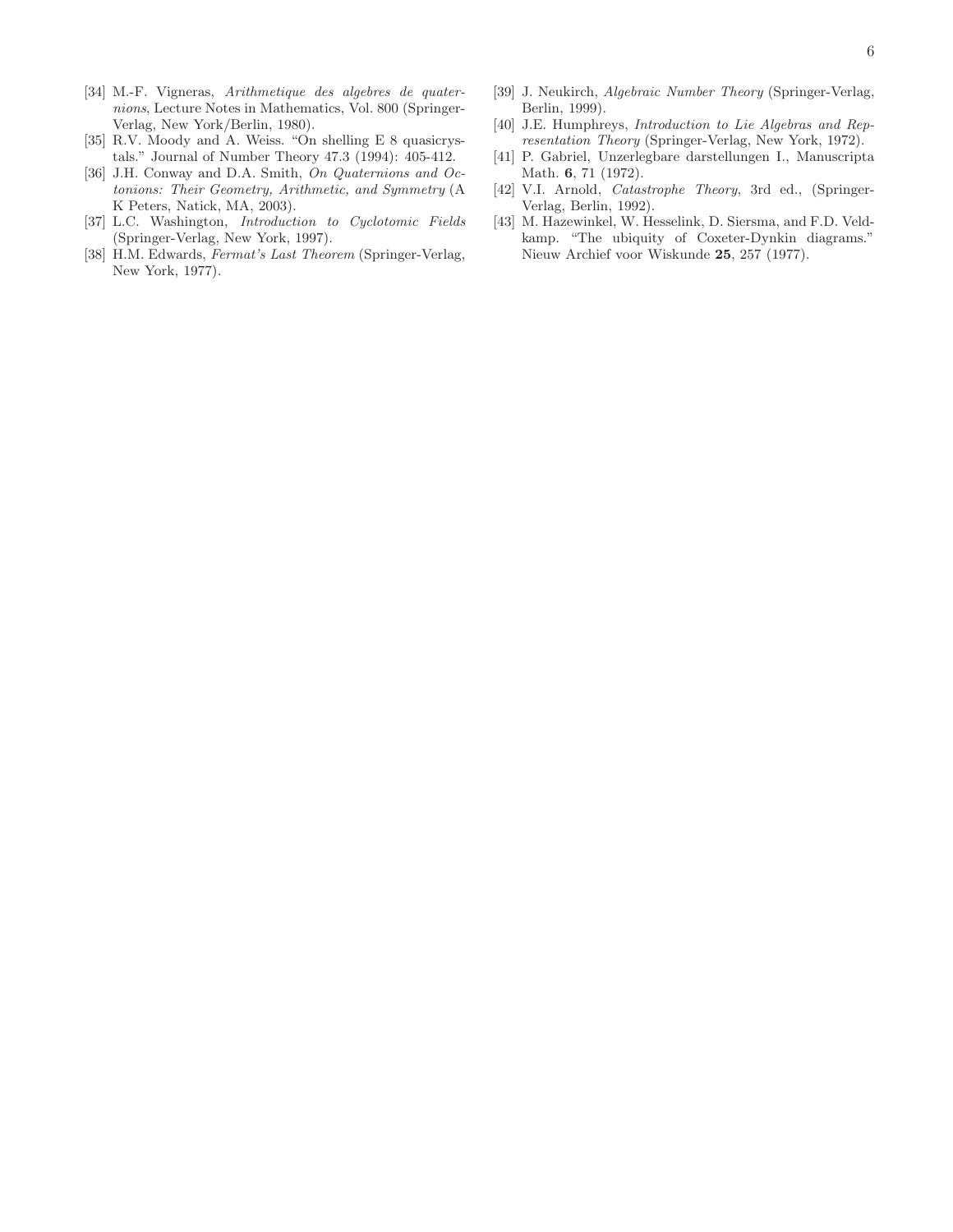[34] M.-F. Vigneras, *Arithmetique des algebres de quaternions*, Lecture Notes in Mathematics, Vol. 800 (Springer-Verlag, New York/Berlin, 1980).

[35] R.V. Moody and A. Weiss. "On shelling E 8 quasicrystals." Journal of Number Theory 47.3 (1994): 405-412.

[36] J.H. Conway and D.A. Smith, *On Quaternions and Octonions: Their Geometry, Arithmetic, and Symmetry* (A K Peters, Natick, MA, 2003).

[37] L.C. Washington, *Introduction to Cyclotomic Fields* (Springer-Verlag, New York, 1997).

[38] H.M. Edwards, *Fermat's Last Theorem* (Springer-Verlag, New York, 1977).

[39] J. Neukirch, *Algebraic Number Theory* (Springer-Verlag, Berlin, 1999).

[40] J.E. Humphreys, *Introduction to Lie Algebras and Representation Theory* (Springer-Verlag, New York, 1972).

[41] P. Gabriel, Unzerlegbare darstellungen I., Manuscripta Math. **6**, 71 (1972).

[42] V.I. Arnold, *Catastrophe Theory*, 3rd ed., (Springer-Verlag, Berlin, 1992).

[43] M. Hazewinkel, W. Hesselink, D. Siersma, and F.D. Veldkamp. "The ubiquity of Coxeter-Dynkin diagrams." Nieuw Archief voor Wiskunde **25**, 257 (1977).